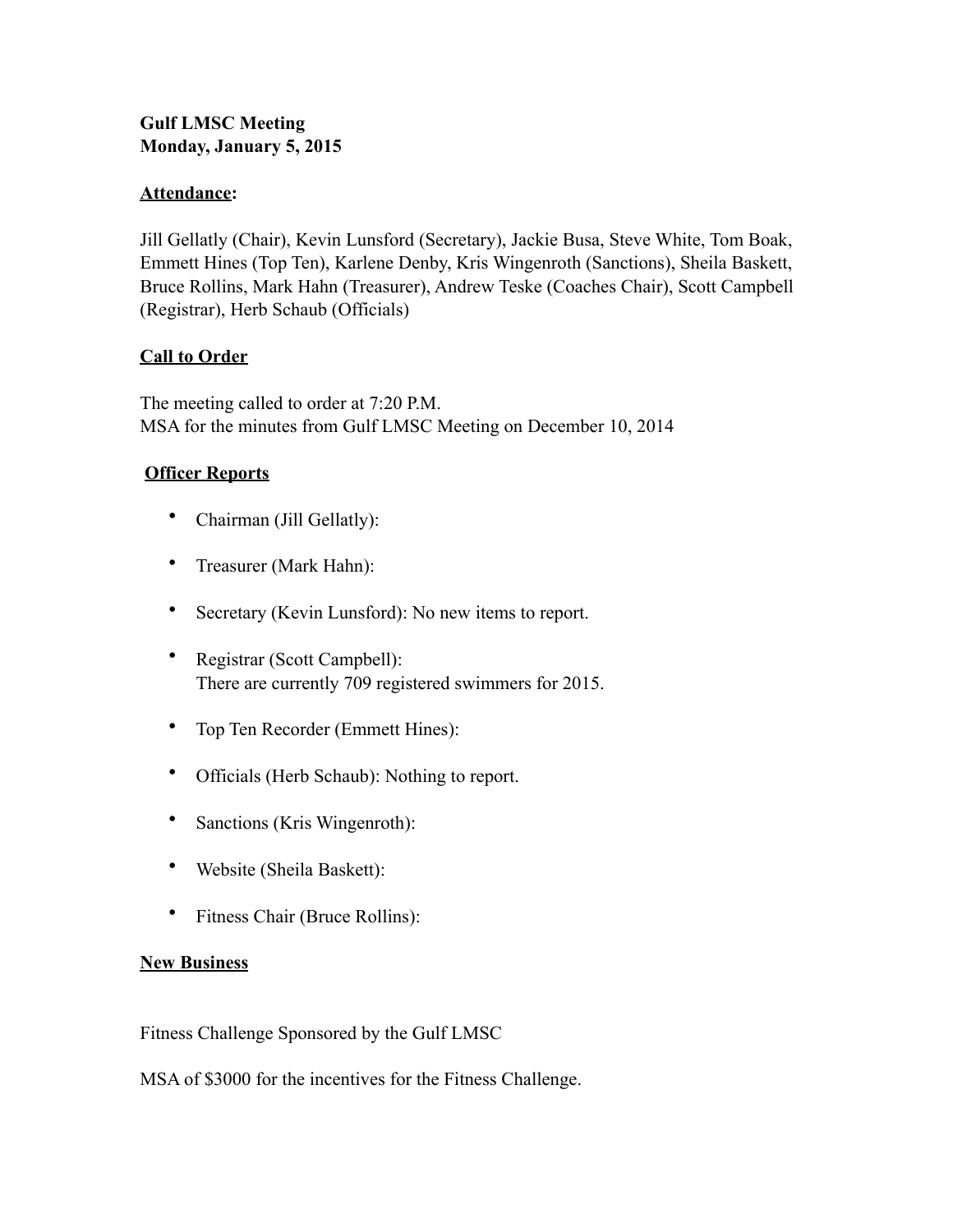**Gulf LMSC Meeting**
**Monday, January 5, 2015**

**Attendance:**

Jill Gellatly (Chair), Kevin Lunsford (Secretary), Jackie Busa, Steve White, Tom Boak, Emmett Hines (Top Ten), Karlene Denby, Kris Wingenroth (Sanctions), Sheila Baskett, Bruce Rollins, Mark Hahn (Treasurer), Andrew Teske (Coaches Chair), Scott Campbell (Registrar), Herb Schaub (Officials)

**Call to Order**

The meeting called to order at 7:20 P.M.
MSA for the minutes from Gulf LMSC Meeting on December 10, 2014

**Officer Reports**

- Chairman (Jill Gellatly):
- Treasurer (Mark Hahn):
- Secretary (Kevin Lunsford): No new items to report.
- Registrar (Scott Campbell):
  There are currently 709 registered swimmers for 2015.
- Top Ten Recorder (Emmett Hines):
- Officials (Herb Schaub): Nothing to report.
- Sanctions (Kris Wingenroth):
- Website (Sheila Baskett):
- Fitness Chair (Bruce Rollins):

**New Business**

Fitness Challenge Sponsored by the Gulf LMSC

MSA of $3000 for the incentives for the Fitness Challenge.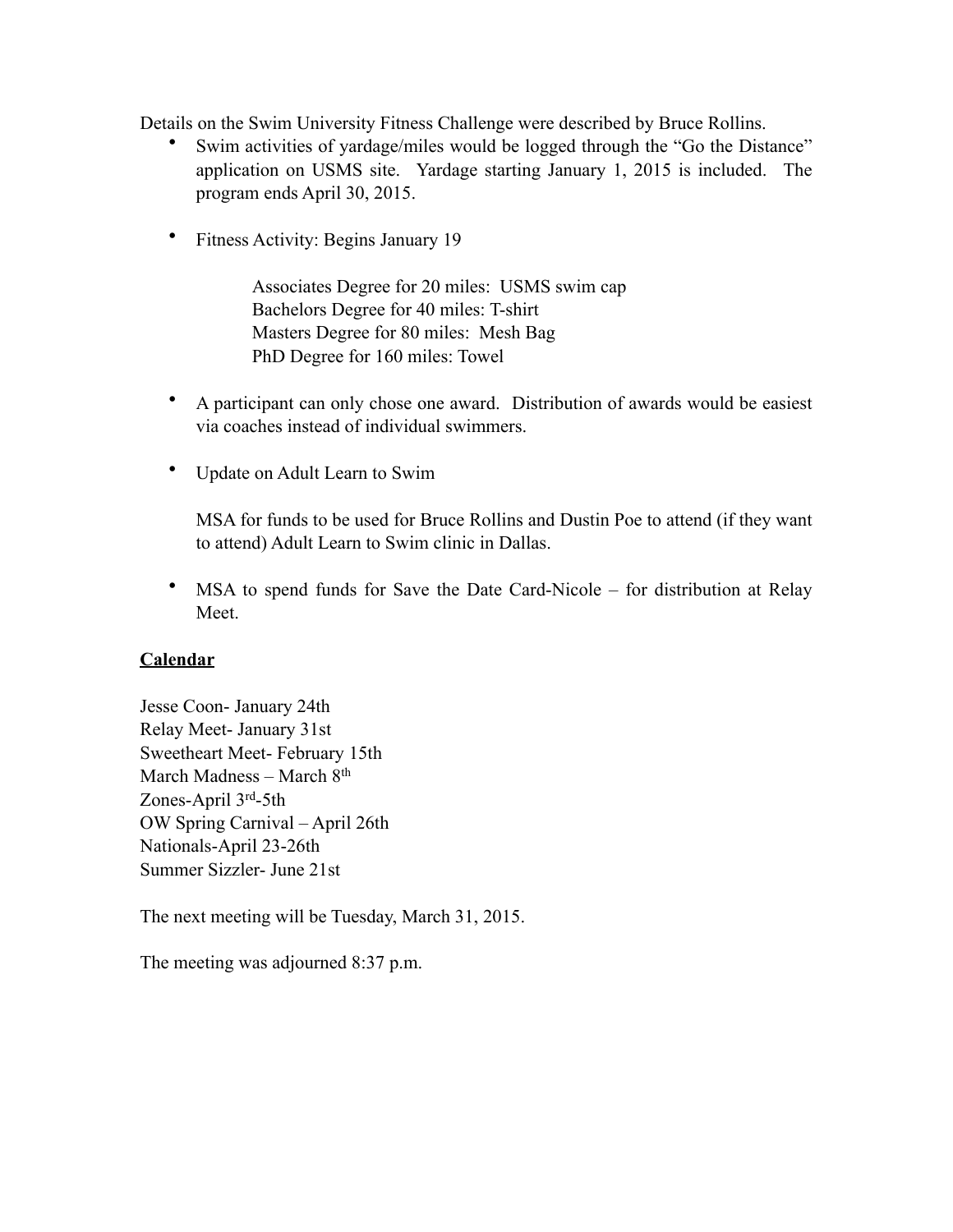Details on the Swim University Fitness Challenge were described by Bruce Rollins.

- Swim activities of yardage/miles would be logged through the "Go the Distance" application on USMS site. Yardage starting January 1, 2015 is included. The program ends April 30, 2015.

- Fitness Activity: Begins January 19

  Associates Degree for 20 miles: USMS swim cap
  Bachelors Degree for 40 miles: T-shirt
  Masters Degree for 80 miles: Mesh Bag
  PhD Degree for 160 miles: Towel

- A participant can only chose one award. Distribution of awards would be easiest via coaches instead of individual swimmers.

- Update on Adult Learn to Swim

  MSA for funds to be used for Bruce Rollins and Dustin Poe to attend (if they want to attend) Adult Learn to Swim clinic in Dallas.

- MSA to spend funds for Save the Date Card-Nicole – for distribution at Relay Meet.

**<u>Calendar</u>**

Jesse Coon- January 24th
Relay Meet- January 31st
Sweetheart Meet- February 15th
March Madness – March 8th
Zones-April 3rd-5th
OW Spring Carnival – April 26th
Nationals-April 23-26th
Summer Sizzler- June 21st

The next meeting will be Tuesday, March 31, 2015.

The meeting was adjourned 8:37 p.m.